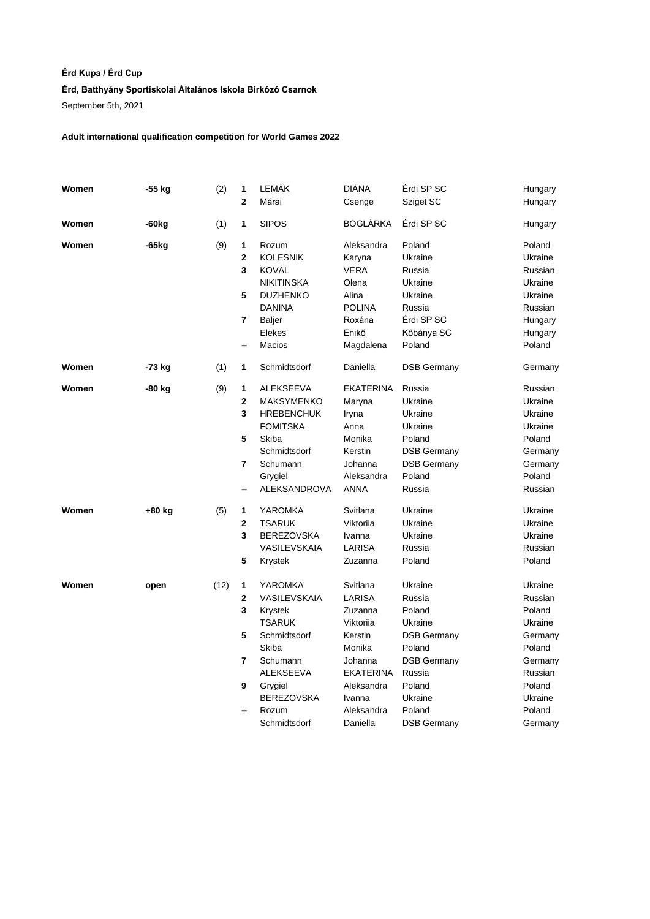**Érd Kupa / Érd Cup**

**Érd, Batthyány Sportiskolai Általános Iskola Birkózó Csarnok**

September 5th, 2021

**Adult international qualification competition for World Games 2022**

| | | | | | | | |
|---|---|---|---|---|---|---|---|
| **Women** | **-55 kg** | (2) | **1** | LEMÁK | DIÁNA | Érdi SP SC | Hungary |
| | | | **2** | Márai | Csenge | Sziget SC | Hungary |
| **Women** | **-60kg** | (1) | **1** | SIPOS | BOGLÁRKA | Érdi SP SC | Hungary |
| **Women** | **-65kg** | (9) | **1** | Rozum | Aleksandra | Poland | Poland |
| | | | **2** | KOLESNIK | Karyna | Ukraine | Ukraine |
| | | | **3** | KOVAL | VERA | Russia | Russian |
| | | | | NIKITINSKA | Olena | Ukraine | Ukraine |
| | | | **5** | DUZHENKO | Alina | Ukraine | Ukraine |
| | | | | DANINA | POLINA | Russia | Russian |
| | | | **7** | Baljer | Roxána | Érdi SP SC | Hungary |
| | | | | Elekes | Enikő | Kőbánya SC | Hungary |
| | | | **--** | Macios | Magdalena | Poland | Poland |
| **Women** | **-73 kg** | (1) | **1** | Schmidtsdorf | Daniella | DSB Germany | Germany |
| **Women** | **-80 kg** | (9) | **1** | ALEKSEEVA | EKATERINA | Russia | Russian |
| | | | **2** | MAKSYMENKO | Maryna | Ukraine | Ukraine |
| | | | **3** | HREBENCHUK | Iryna | Ukraine | Ukraine |
| | | | | FOMITSKA | Anna | Ukraine | Ukraine |
| | | | **5** | Skiba | Monika | Poland | Poland |
| | | | | Schmidtsdorf | Kerstin | DSB Germany | Germany |
| | | | **7** | Schumann | Johanna | DSB Germany | Germany |
| | | | | Grygiel | Aleksandra | Poland | Poland |
| | | | **--** | ALEKSANDROVA | ANNA | Russia | Russian |
| **Women** | **+80 kg** | (5) | **1** | YAROMKA | Svitlana | Ukraine | Ukraine |
| | | | **2** | TSARUK | Viktoriia | Ukraine | Ukraine |
| | | | **3** | BEREZOVSKA | Ivanna | Ukraine | Ukraine |
| | | | | VASILEVSKAIA | LARISA | Russia | Russian |
| | | | **5** | Krystek | Zuzanna | Poland | Poland |
| **Women** | **open** | (12) | **1** | YAROMKA | Svitlana | Ukraine | Ukraine |
| | | | **2** | VASILEVSKAIA | LARISA | Russia | Russian |
| | | | **3** | Krystek | Zuzanna | Poland | Poland |
| | | | | TSARUK | Viktoriia | Ukraine | Ukraine |
| | | | **5** | Schmidtsdorf | Kerstin | DSB Germany | Germany |
| | | | | Skiba | Monika | Poland | Poland |
| | | | **7** | Schumann | Johanna | DSB Germany | Germany |
| | | | | ALEKSEEVA | EKATERINA | Russia | Russian |
| | | | **9** | Grygiel | Aleksandra | Poland | Poland |
| | | | | BEREZOVSKA | Ivanna | Ukraine | Ukraine |
| | | | **--** | Rozum | Aleksandra | Poland | Poland |
| | | | | Schmidtsdorf | Daniella | DSB Germany | Germany |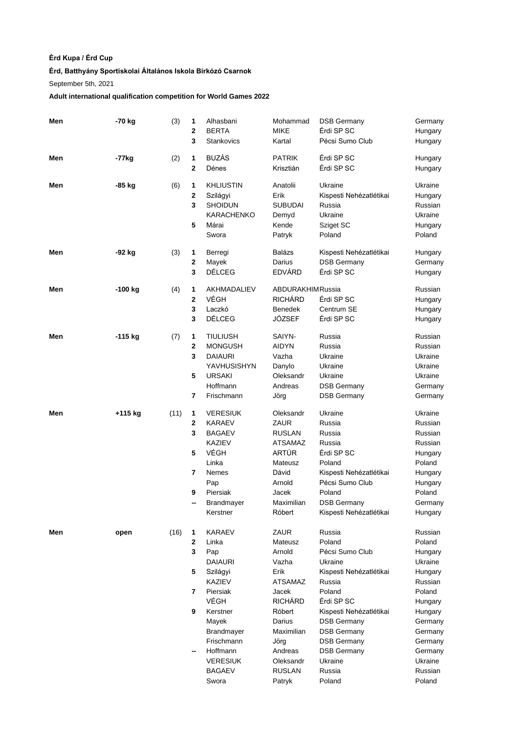**Érd Kupa / Érd Cup**

**Érd, Batthyány Sportiskolai Általános Iskola Birkózó Csarnok**

September 5th, 2021

**Adult international qualification competition for World Games 2022**

| | | | | | | | |
|---|---|---|---|---|---|---|---|
| **Men** | **-70 kg** | (3) | **1** | Alhasbani | Mohammad | DSB Germany | Germany |
| | | | **2** | BERTA | MIKE | Érdi SP SC | Hungary |
| | | | **3** | Stankovics | Kartal | Pécsi Sumo Club | Hungary |
| **Men** | **-77kg** | (2) | **1** | BUZÁS | PATRIK | Érdi SP SC | Hungary |
| | | | **2** | Dénes | Krisztián | Érdi SP SC | Hungary |
| **Men** | **-85 kg** | (6) | **1** | KHLIUSTIN | Anatolii | Ukraine | Ukraine |
| | | | **2** | Szilágyi | Erik | Kispesti Nehézatlétikai | Hungary |
| | | | **3** | SHOIDUN | SUBUDAI | Russia | Russian |
| | | | | KARACHENKO | Demyd | Ukraine | Ukraine |
| | | | **5** | Márai | Kende | Sziget SC | Hungary |
| | | | | Swora | Patryk | Poland | Poland |
| **Men** | **-92 kg** | (3) | **1** | Berregi | Balázs | Kispesti Nehézatlétikai | Hungary |
| | | | **2** | Mayek | Darius | DSB Germany | Germany |
| | | | **3** | DÉLCEG | EDVÁRD | Érdi SP SC | Hungary |
| **Men** | **-100 kg** | (4) | **1** | AKHMADALIEV | ABDURAKHIM | Russia | Russian |
| | | | **2** | VÉGH | RICHÁRD | Érdi SP SC | Hungary |
| | | | **3** | Laczkó | Benedek | Centrum SE | Hungary |
| | | | **3** | DÉLCEG | JÓZSEF | Érdi SP SC | Hungary |
| **Men** | **-115 kg** | (7) | **1** | TIULIUSH | SAIYN- | Russia | Russian |
| | | | **2** | MONGUSH | AIDYN | Russia | Russian |
| | | | **3** | DAIAURI | Vazha | Ukraine | Ukraine |
| | | | | YAVHUSISHYN | Danylo | Ukraine | Ukraine |
| | | | **5** | URSAKI | Oleksandr | Ukraine | Ukraine |
| | | | | Hoffmann | Andreas | DSB Germany | Germany |
| | | | **7** | Frischmann | Jörg | DSB Germany | Germany |
| **Men** | **+115 kg** | (11) | **1** | VERESIUK | Oleksandr | Ukraine | Ukraine |
| | | | **2** | KARAEV | ZAUR | Russia | Russian |
| | | | **3** | BAGAEV | RUSLAN | Russia | Russian |
| | | | | KAZIEV | ATSAMAZ | Russia | Russian |
| | | | **5** | VÉGH | ARTÚR | Érdi SP SC | Hungary |
| | | | | Linka | Mateusz | Poland | Poland |
| | | | **7** | Nemes | Dávid | Kispesti Nehézatlétikai | Hungary |
| | | | | Pap | Arnold | Pécsi Sumo Club | Hungary |
| | | | **9** | Piersiak | Jacek | Poland | Poland |
| | | | **--** | Brandmayer | Maximilian | DSB Germany | Germany |
| | | | | Kerstner | Róbert | Kispesti Nehézatlétikai | Hungary |
| **Men** | **open** | (16) | **1** | KARAEV | ZAUR | Russia | Russian |
| | | | **2** | Linka | Mateusz | Poland | Poland |
| | | | **3** | Pap | Arnold | Pécsi Sumo Club | Hungary |
| | | | | DAIAURI | Vazha | Ukraine | Ukraine |
| | | | **5** | Szilágyi | Erik | Kispesti Nehézatlétikai | Hungary |
| | | | | KAZIEV | ATSAMAZ | Russia | Russian |
| | | | **7** | Piersiak | Jacek | Poland | Poland |
| | | | | VÉGH | RICHÁRD | Érdi SP SC | Hungary |
| | | | **9** | Kerstner | Róbert | Kispesti Nehézatlétikai | Hungary |
| | | | | Mayek | Darius | DSB Germany | Germany |
| | | | | Brandmayer | Maximilian | DSB Germany | Germany |
| | | | | Frischmann | Jörg | DSB Germany | Germany |
| | | | **--** | Hoffmann | Andreas | DSB Germany | Germany |
| | | | | VERESIUK | Oleksandr | Ukraine | Ukraine |
| | | | | BAGAEV | RUSLAN | Russia | Russian |
| | | | | Swora | Patryk | Poland | Poland |